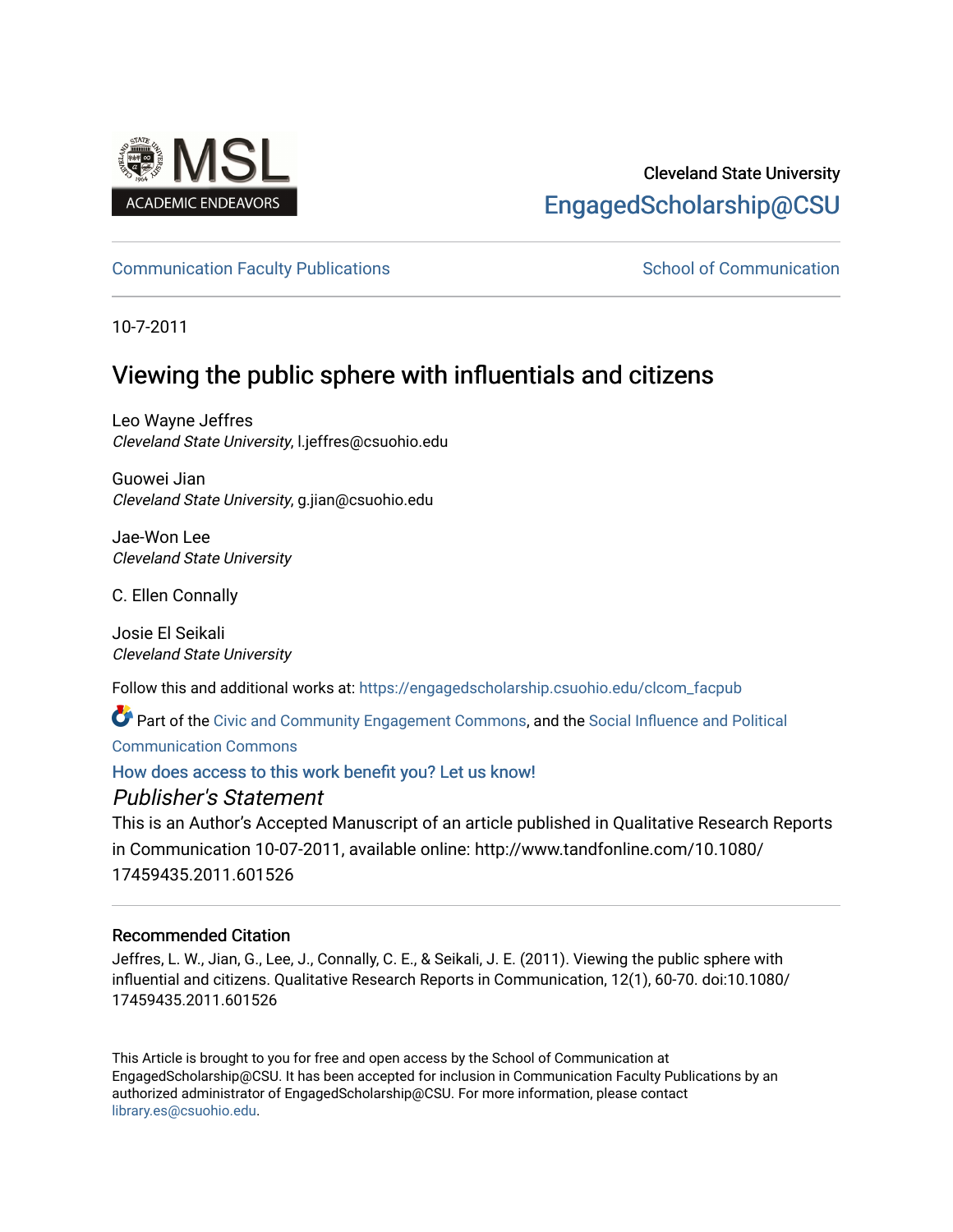Cleveland State University

EngagedScholarship@CSU

Communication Faculty Publications | School of Communication

10-7-2011

# Viewing the public sphere with influentials and citizens

Leo Wayne Jeffres
*Cleveland State University*, l.jeffres@csuohio.edu

Guowei Jian
*Cleveland State University*, g.jian@csuohio.edu

Jae-Won Lee
*Cleveland State University*

C. Ellen Connally

Josie El Seikali
*Cleveland State University*

Follow this and additional works at: https://engagedscholarship.csuohio.edu/clcom_facpub

Part of the Civic and Community Engagement Commons, and the Social Influence and Political Communication Commons

How does access to this work benefit you? Let us know!

## *Publisher's Statement*

This is an Author's Accepted Manuscript of an article published in Qualitative Research Reports in Communication 10-07-2011, available online: http://www.tandfonline.com/10.1080/17459435.2011.601526

### Recommended Citation

Jeffres, L. W., Jian, G., Lee, J., Connally, C. E., & Seikali, J. E. (2011). Viewing the public sphere with influential and citizens. Qualitative Research Reports in Communication, 12(1), 60-70. doi:10.1080/17459435.2011.601526

This Article is brought to you for free and open access by the School of Communication at EngagedScholarship@CSU. It has been accepted for inclusion in Communication Faculty Publications by an authorized administrator of EngagedScholarship@CSU. For more information, please contact library.es@csuohio.edu.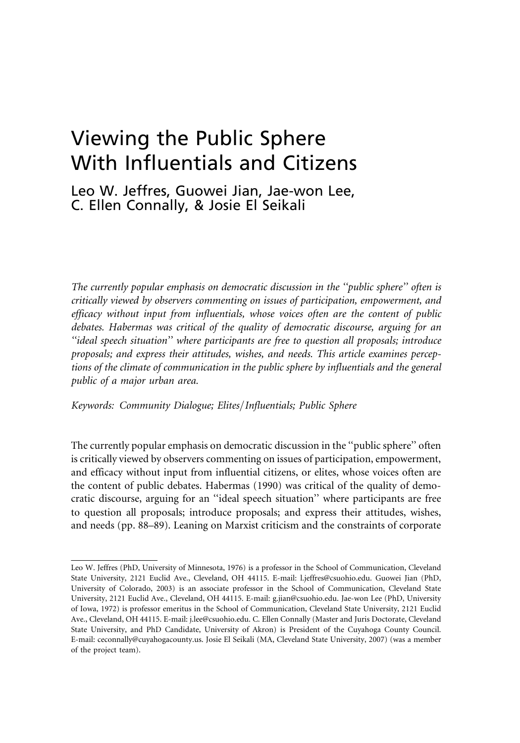# Viewing the Public Sphere With Influentials and Citizens

Leo W. Jeffres, Guowei Jian, Jae-won Lee, C. Ellen Connally, & Josie El Seikali

*The currently popular emphasis on democratic discussion in the "public sphere" often is critically viewed by observers commenting on issues of participation, empowerment, and efficacy without input from influentials, whose voices often are the content of public debates. Habermas was critical of the quality of democratic discourse, arguing for an "ideal speech situation" where participants are free to question all proposals; introduce proposals; and express their attitudes, wishes, and needs. This article examines perceptions of the climate of communication in the public sphere by influentials and the general public of a major urban area.*

*Keywords: Community Dialogue; Elites/Influentials; Public Sphere*

The currently popular emphasis on democratic discussion in the "public sphere" often is critically viewed by observers commenting on issues of participation, empowerment, and efficacy without input from influential citizens, or elites, whose voices often are the content of public debates. Habermas (1990) was critical of the quality of democratic discourse, arguing for an "ideal speech situation" where participants are free to question all proposals; introduce proposals; and express their attitudes, wishes, and needs (pp. 88–89). Leaning on Marxist criticism and the constraints of corporate

---

Leo W. Jeffres (PhD, University of Minnesota, 1976) is a professor in the School of Communication, Cleveland State University, 2121 Euclid Ave., Cleveland, OH 44115. E-mail: l.jeffres@csuohio.edu. Guowei Jian (PhD, University of Colorado, 2003) is an associate professor in the School of Communication, Cleveland State University, 2121 Euclid Ave., Cleveland, OH 44115. E-mail: g.jian@csuohio.edu. Jae-won Lee (PhD, University of Iowa, 1972) is professor emeritus in the School of Communication, Cleveland State University, 2121 Euclid Ave., Cleveland, OH 44115. E-mail: j.lee@csuohio.edu. C. Ellen Connally (Master and Juris Doctorate, Cleveland State University, and PhD Candidate, University of Akron) is President of the Cuyahoga County Council. E-mail: ceconnally@cuyahogacounty.us. Josie El Seikali (MA, Cleveland State University, 2007) (was a member of the project team).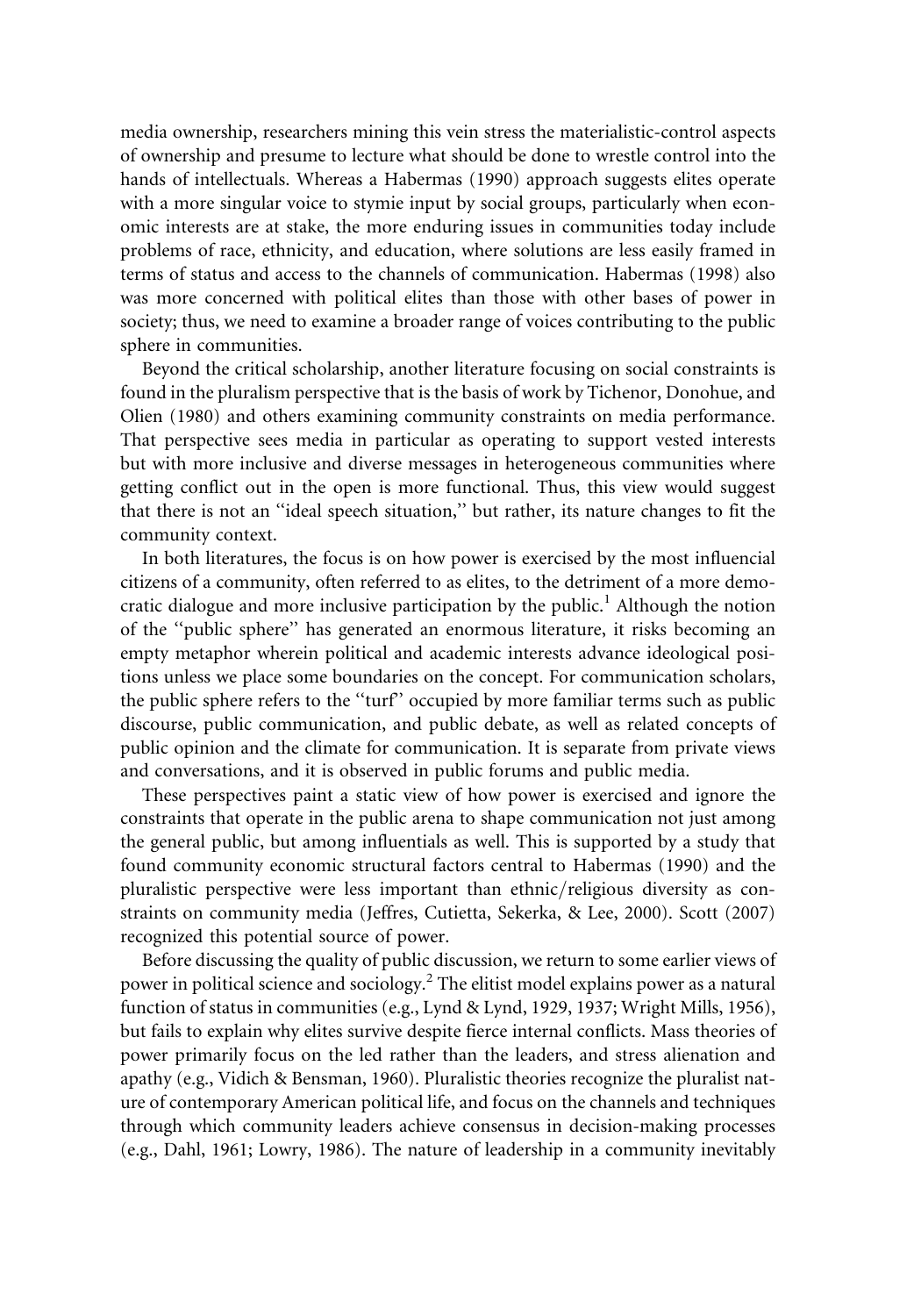media ownership, researchers mining this vein stress the materialistic-control aspects of ownership and presume to lecture what should be done to wrestle control into the hands of intellectuals. Whereas a Habermas (1990) approach suggests elites operate with a more singular voice to stymie input by social groups, particularly when economic interests are at stake, the more enduring issues in communities today include problems of race, ethnicity, and education, where solutions are less easily framed in terms of status and access to the channels of communication. Habermas (1998) also was more concerned with political elites than those with other bases of power in society; thus, we need to examine a broader range of voices contributing to the public sphere in communities.

Beyond the critical scholarship, another literature focusing on social constraints is found in the pluralism perspective that is the basis of work by Tichenor, Donohue, and Olien (1980) and others examining community constraints on media performance. That perspective sees media in particular as operating to support vested interests but with more inclusive and diverse messages in heterogeneous communities where getting conflict out in the open is more functional. Thus, this view would suggest that there is not an ''ideal speech situation,'' but rather, its nature changes to fit the community context.

In both literatures, the focus is on how power is exercised by the most influencial citizens of a community, often referred to as elites, to the detriment of a more democratic dialogue and more inclusive participation by the public.[1] Although the notion of the ''public sphere'' has generated an enormous literature, it risks becoming an empty metaphor wherein political and academic interests advance ideological positions unless we place some boundaries on the concept. For communication scholars, the public sphere refers to the ''turf'' occupied by more familiar terms such as public discourse, public communication, and public debate, as well as related concepts of public opinion and the climate for communication. It is separate from private views and conversations, and it is observed in public forums and public media.

These perspectives paint a static view of how power is exercised and ignore the constraints that operate in the public arena to shape communication not just among the general public, but among influentials as well. This is supported by a study that found community economic structural factors central to Habermas (1990) and the pluralistic perspective were less important than ethnic/religious diversity as constraints on community media (Jeffres, Cutietta, Sekerka, & Lee, 2000). Scott (2007) recognized this potential source of power.

Before discussing the quality of public discussion, we return to some earlier views of power in political science and sociology.[2] The elitist model explains power as a natural function of status in communities (e.g., Lynd & Lynd, 1929, 1937; Wright Mills, 1956), but fails to explain why elites survive despite fierce internal conflicts. Mass theories of power primarily focus on the led rather than the leaders, and stress alienation and apathy (e.g., Vidich & Bensman, 1960). Pluralistic theories recognize the pluralist nature of contemporary American political life, and focus on the channels and techniques through which community leaders achieve consensus in decision-making processes (e.g., Dahl, 1961; Lowry, 1986). The nature of leadership in a community inevitably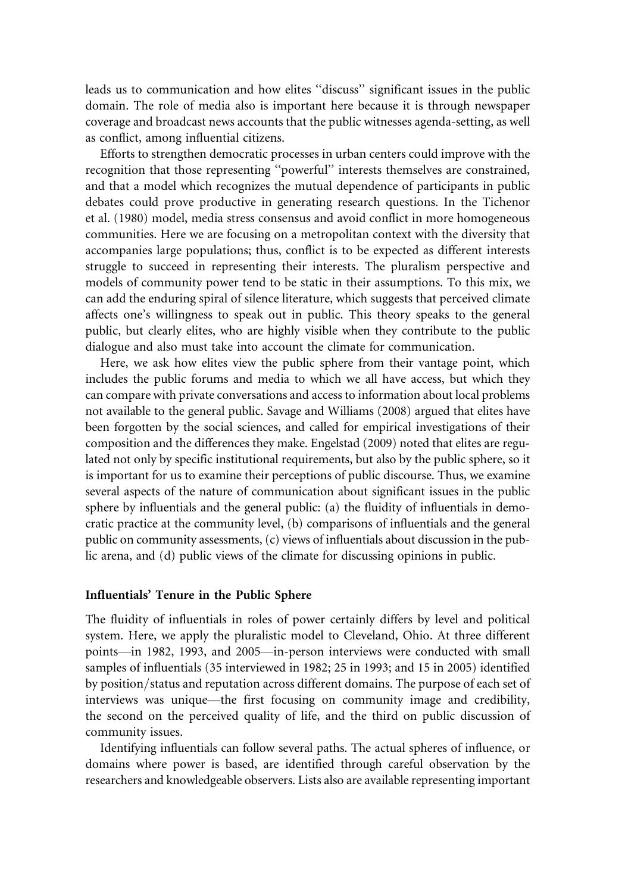leads us to communication and how elites ''discuss'' significant issues in the public domain. The role of media also is important here because it is through newspaper coverage and broadcast news accounts that the public witnesses agenda-setting, as well as conflict, among influential citizens.

Efforts to strengthen democratic processes in urban centers could improve with the recognition that those representing ''powerful'' interests themselves are constrained, and that a model which recognizes the mutual dependence of participants in public debates could prove productive in generating research questions. In the Tichenor et al. (1980) model, media stress consensus and avoid conflict in more homogeneous communities. Here we are focusing on a metropolitan context with the diversity that accompanies large populations; thus, conflict is to be expected as different interests struggle to succeed in representing their interests. The pluralism perspective and models of community power tend to be static in their assumptions. To this mix, we can add the enduring spiral of silence literature, which suggests that perceived climate affects one's willingness to speak out in public. This theory speaks to the general public, but clearly elites, who are highly visible when they contribute to the public dialogue and also must take into account the climate for communication.

Here, we ask how elites view the public sphere from their vantage point, which includes the public forums and media to which we all have access, but which they can compare with private conversations and access to information about local problems not available to the general public. Savage and Williams (2008) argued that elites have been forgotten by the social sciences, and called for empirical investigations of their composition and the differences they make. Engelstad (2009) noted that elites are regulated not only by specific institutional requirements, but also by the public sphere, so it is important for us to examine their perceptions of public discourse. Thus, we examine several aspects of the nature of communication about significant issues in the public sphere by influentials and the general public: (a) the fluidity of influentials in democratic practice at the community level, (b) comparisons of influentials and the general public on community assessments, (c) views of influentials about discussion in the public arena, and (d) public views of the climate for discussing opinions in public.

## Influentials' Tenure in the Public Sphere

The fluidity of influentials in roles of power certainly differs by level and political system. Here, we apply the pluralistic model to Cleveland, Ohio. At three different points—in 1982, 1993, and 2005—in-person interviews were conducted with small samples of influentials (35 interviewed in 1982; 25 in 1993; and 15 in 2005) identified by position/status and reputation across different domains. The purpose of each set of interviews was unique—the first focusing on community image and credibility, the second on the perceived quality of life, and the third on public discussion of community issues.

Identifying influentials can follow several paths. The actual spheres of influence, or domains where power is based, are identified through careful observation by the researchers and knowledgeable observers. Lists also are available representing important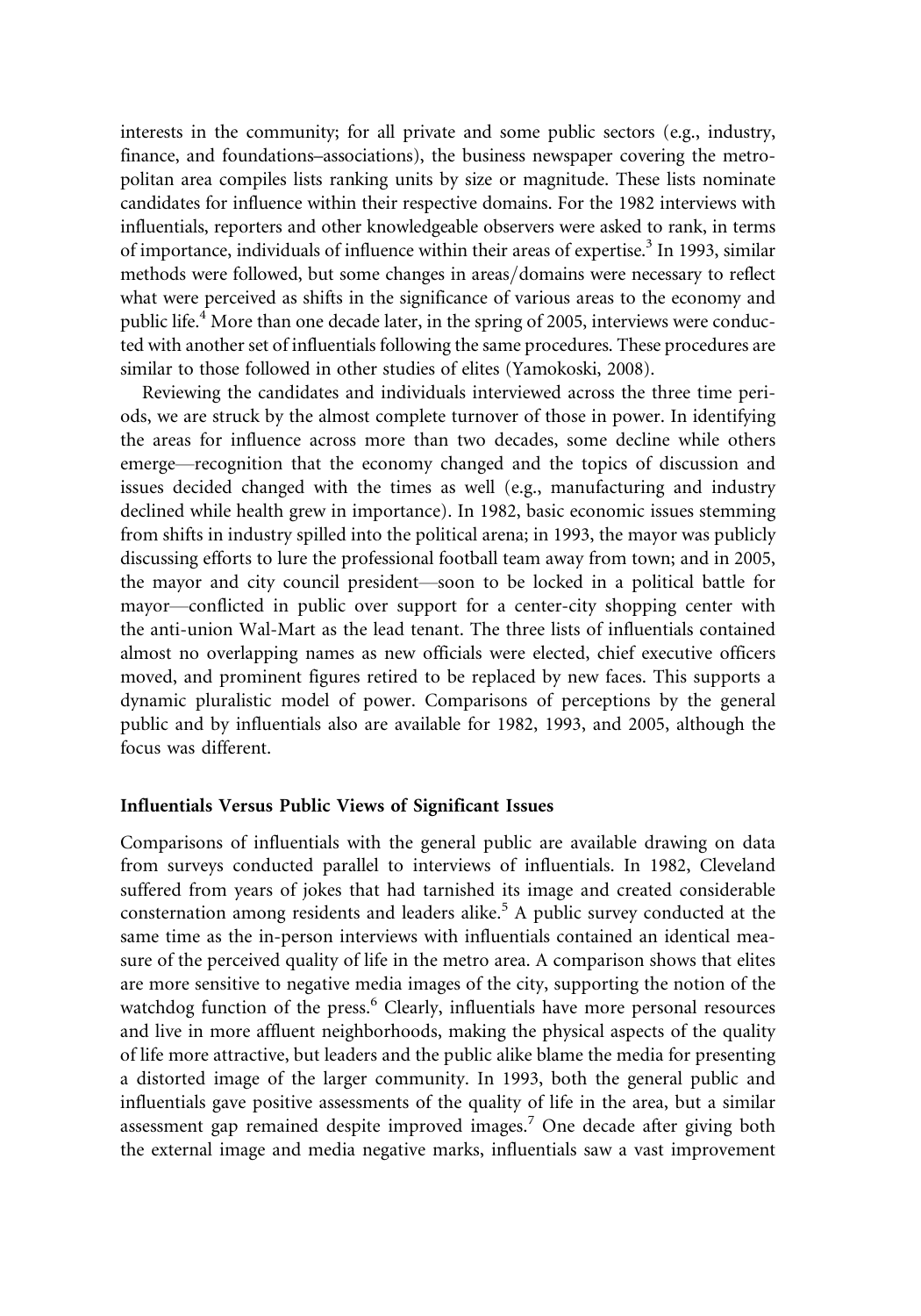interests in the community; for all private and some public sectors (e.g., industry, finance, and foundations–associations), the business newspaper covering the metropolitan area compiles lists ranking units by size or magnitude. These lists nominate candidates for influence within their respective domains. For the 1982 interviews with influentials, reporters and other knowledgeable observers were asked to rank, in terms of importance, individuals of influence within their areas of expertise.[3] In 1993, similar methods were followed, but some changes in areas/domains were necessary to reflect what were perceived as shifts in the significance of various areas to the economy and public life.[4] More than one decade later, in the spring of 2005, interviews were conducted with another set of influentials following the same procedures. These procedures are similar to those followed in other studies of elites (Yamokoski, 2008).

Reviewing the candidates and individuals interviewed across the three time periods, we are struck by the almost complete turnover of those in power. In identifying the areas for influence across more than two decades, some decline while others emerge—recognition that the economy changed and the topics of discussion and issues decided changed with the times as well (e.g., manufacturing and industry declined while health grew in importance). In 1982, basic economic issues stemming from shifts in industry spilled into the political arena; in 1993, the mayor was publicly discussing efforts to lure the professional football team away from town; and in 2005, the mayor and city council president—soon to be locked in a political battle for mayor—conflicted in public over support for a center-city shopping center with the anti-union Wal-Mart as the lead tenant. The three lists of influentials contained almost no overlapping names as new officials were elected, chief executive officers moved, and prominent figures retired to be replaced by new faces. This supports a dynamic pluralistic model of power. Comparisons of perceptions by the general public and by influentials also are available for 1982, 1993, and 2005, although the focus was different.

### Influentials Versus Public Views of Significant Issues

Comparisons of influentials with the general public are available drawing on data from surveys conducted parallel to interviews of influentials. In 1982, Cleveland suffered from years of jokes that had tarnished its image and created considerable consternation among residents and leaders alike.[5] A public survey conducted at the same time as the in-person interviews with influentials contained an identical measure of the perceived quality of life in the metro area. A comparison shows that elites are more sensitive to negative media images of the city, supporting the notion of the watchdog function of the press.[6] Clearly, influentials have more personal resources and live in more affluent neighborhoods, making the physical aspects of the quality of life more attractive, but leaders and the public alike blame the media for presenting a distorted image of the larger community. In 1993, both the general public and influentials gave positive assessments of the quality of life in the area, but a similar assessment gap remained despite improved images.[7] One decade after giving both the external image and media negative marks, influentials saw a vast improvement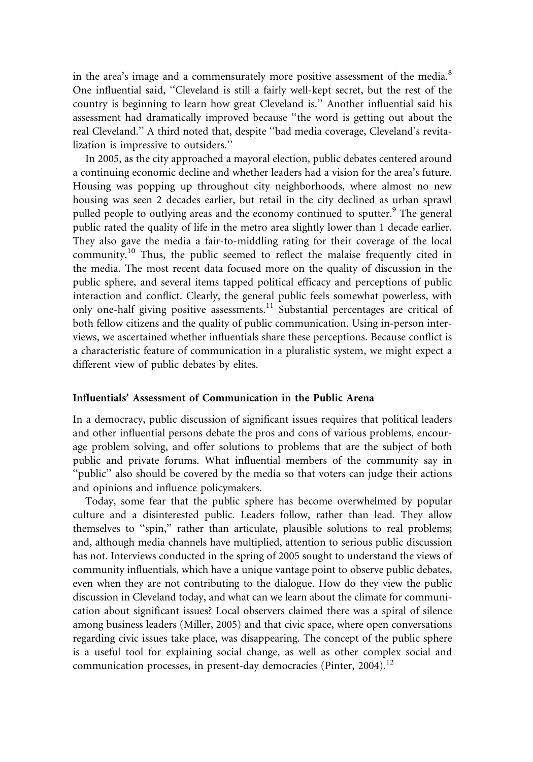in the area's image and a commensurately more positive assessment of the media.[8] One influential said, ''Cleveland is still a fairly well-kept secret, but the rest of the country is beginning to learn how great Cleveland is.'' Another influential said his assessment had dramatically improved because ''the word is getting out about the real Cleveland.'' A third noted that, despite ''bad media coverage, Cleveland's revitalization is impressive to outsiders.''

In 2005, as the city approached a mayoral election, public debates centered around a continuing economic decline and whether leaders had a vision for the area's future. Housing was popping up throughout city neighborhoods, where almost no new housing was seen 2 decades earlier, but retail in the city declined as urban sprawl pulled people to outlying areas and the economy continued to sputter.[9] The general public rated the quality of life in the metro area slightly lower than 1 decade earlier. They also gave the media a fair-to-middling rating for their coverage of the local community.[10] Thus, the public seemed to reflect the malaise frequently cited in the media. The most recent data focused more on the quality of discussion in the public sphere, and several items tapped political efficacy and perceptions of public interaction and conflict. Clearly, the general public feels somewhat powerless, with only one-half giving positive assessments.[11] Substantial percentages are critical of both fellow citizens and the quality of public communication. Using in-person interviews, we ascertained whether influentials share these perceptions. Because conflict is a characteristic feature of communication in a pluralistic system, we might expect a different view of public debates by elites.

## Influentials' Assessment of Communication in the Public Arena

In a democracy, public discussion of significant issues requires that political leaders and other influential persons debate the pros and cons of various problems, encourage problem solving, and offer solutions to problems that are the subject of both public and private forums. What influential members of the community say in ''public'' also should be covered by the media so that voters can judge their actions and opinions and influence policymakers.

Today, some fear that the public sphere has become overwhelmed by popular culture and a disinterested public. Leaders follow, rather than lead. They allow themselves to ''spin,'' rather than articulate, plausible solutions to real problems; and, although media channels have multiplied, attention to serious public discussion has not. Interviews conducted in the spring of 2005 sought to understand the views of community influentials, which have a unique vantage point to observe public debates, even when they are not contributing to the dialogue. How do they view the public discussion in Cleveland today, and what can we learn about the climate for communication about significant issues? Local observers claimed there was a spiral of silence among business leaders (Miller, 2005) and that civic space, where open conversations regarding civic issues take place, was disappearing. The concept of the public sphere is a useful tool for explaining social change, as well as other complex social and communication processes, in present-day democracies (Pinter, 2004).[12]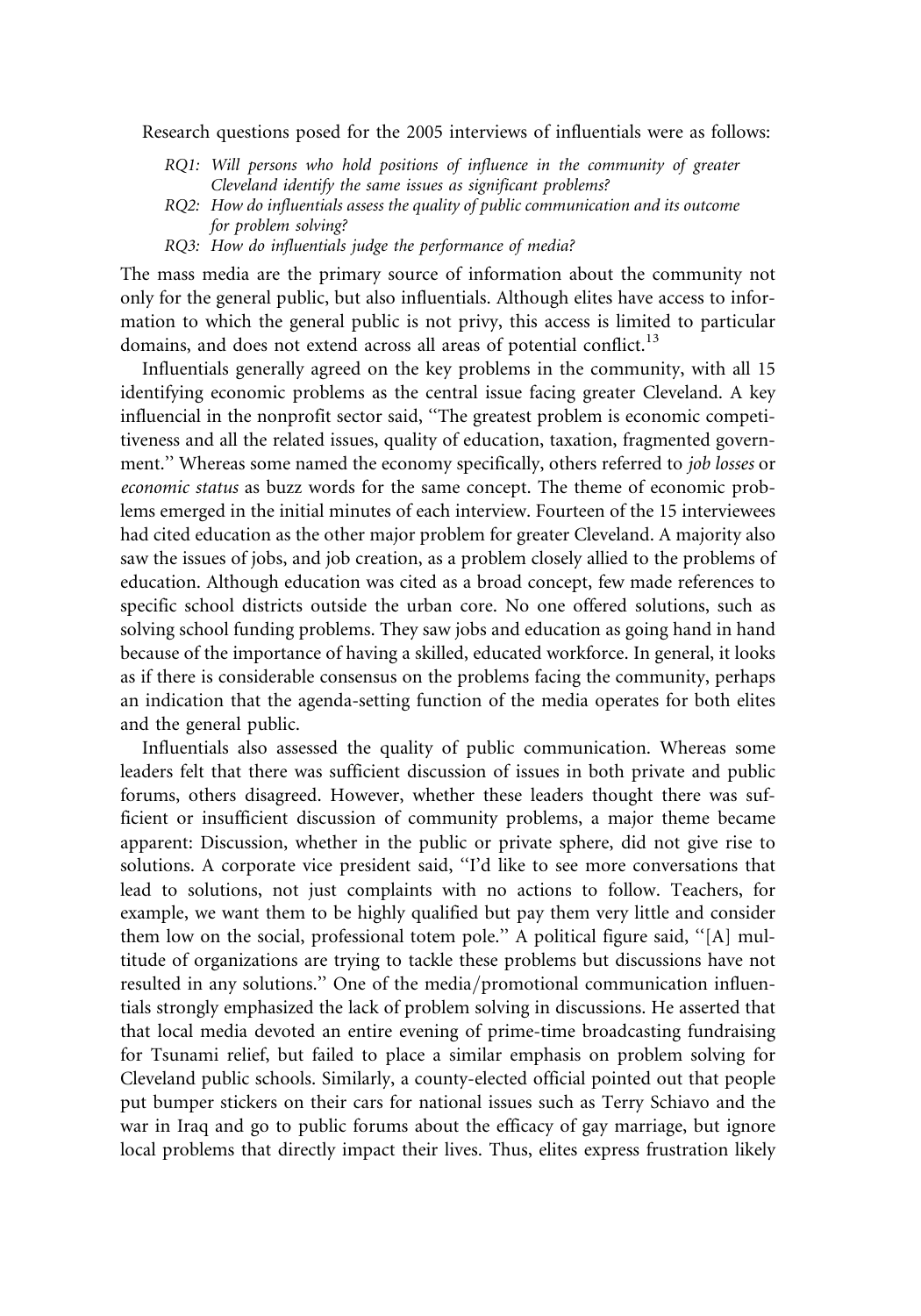Research questions posed for the 2005 interviews of influentials were as follows:

- *RQ1: Will persons who hold positions of influence in the community of greater Cleveland identify the same issues as significant problems?*
- *RQ2: How do influentials assess the quality of public communication and its outcome for problem solving?*
- *RQ3: How do influentials judge the performance of media?*

The mass media are the primary source of information about the community not only for the general public, but also influentials. Although elites have access to information to which the general public is not privy, this access is limited to particular domains, and does not extend across all areas of potential conflict.[13]

Influentials generally agreed on the key problems in the community, with all 15 identifying economic problems as the central issue facing greater Cleveland. A key influencial in the nonprofit sector said, "The greatest problem is economic competitiveness and all the related issues, quality of education, taxation, fragmented government." Whereas some named the economy specifically, others referred to *job losses* or *economic status* as buzz words for the same concept. The theme of economic problems emerged in the initial minutes of each interview. Fourteen of the 15 interviewees had cited education as the other major problem for greater Cleveland. A majority also saw the issues of jobs, and job creation, as a problem closely allied to the problems of education. Although education was cited as a broad concept, few made references to specific school districts outside the urban core. No one offered solutions, such as solving school funding problems. They saw jobs and education as going hand in hand because of the importance of having a skilled, educated workforce. In general, it looks as if there is considerable consensus on the problems facing the community, perhaps an indication that the agenda-setting function of the media operates for both elites and the general public.

Influentials also assessed the quality of public communication. Whereas some leaders felt that there was sufficient discussion of issues in both private and public forums, others disagreed. However, whether these leaders thought there was sufficient or insufficient discussion of community problems, a major theme became apparent: Discussion, whether in the public or private sphere, did not give rise to solutions. A corporate vice president said, "I'd like to see more conversations that lead to solutions, not just complaints with no actions to follow. Teachers, for example, we want them to be highly qualified but pay them very little and consider them low on the social, professional totem pole." A political figure said, "[A] multitude of organizations are trying to tackle these problems but discussions have not resulted in any solutions." One of the media/promotional communication influentials strongly emphasized the lack of problem solving in discussions. He asserted that that local media devoted an entire evening of prime-time broadcasting fundraising for Tsunami relief, but failed to place a similar emphasis on problem solving for Cleveland public schools. Similarly, a county-elected official pointed out that people put bumper stickers on their cars for national issues such as Terry Schiavo and the war in Iraq and go to public forums about the efficacy of gay marriage, but ignore local problems that directly impact their lives. Thus, elites express frustration likely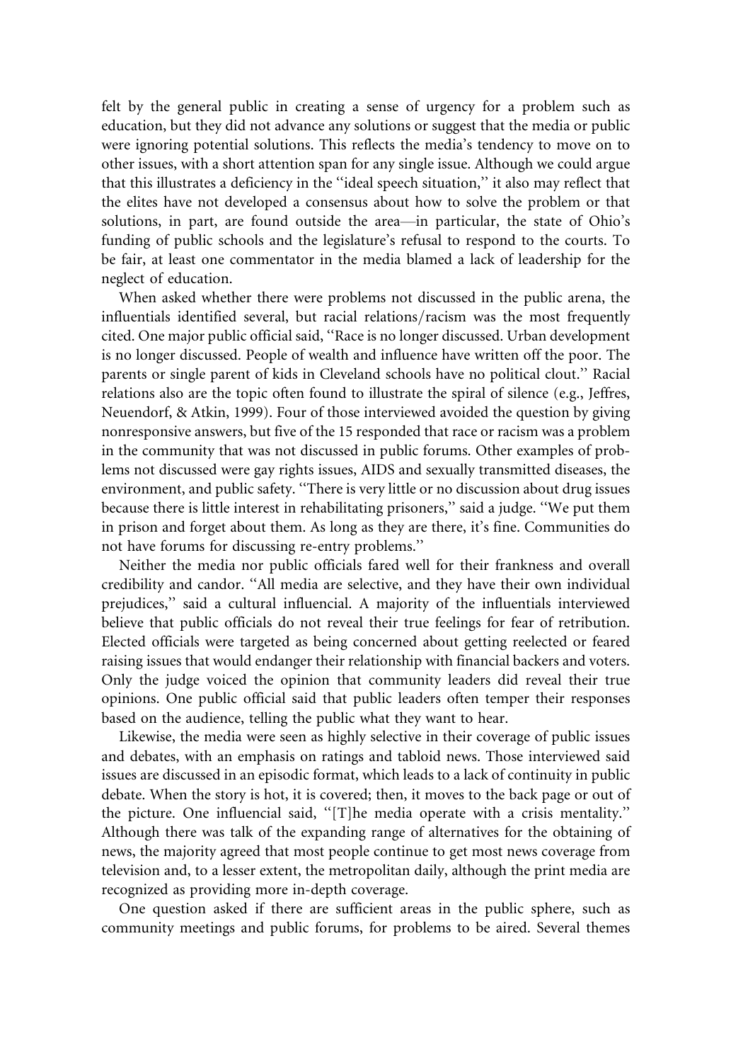felt by the general public in creating a sense of urgency for a problem such as education, but they did not advance any solutions or suggest that the media or public were ignoring potential solutions. This reflects the media's tendency to move on to other issues, with a short attention span for any single issue. Although we could argue that this illustrates a deficiency in the ''ideal speech situation,'' it also may reflect that the elites have not developed a consensus about how to solve the problem or that solutions, in part, are found outside the area—in particular, the state of Ohio's funding of public schools and the legislature's refusal to respond to the courts. To be fair, at least one commentator in the media blamed a lack of leadership for the neglect of education.

When asked whether there were problems not discussed in the public arena, the influentials identified several, but racial relations/racism was the most frequently cited. One major public official said, ''Race is no longer discussed. Urban development is no longer discussed. People of wealth and influence have written off the poor. The parents or single parent of kids in Cleveland schools have no political clout.'' Racial relations also are the topic often found to illustrate the spiral of silence (e.g., Jeffres, Neuendorf, & Atkin, 1999). Four of those interviewed avoided the question by giving nonresponsive answers, but five of the 15 responded that race or racism was a problem in the community that was not discussed in public forums. Other examples of problems not discussed were gay rights issues, AIDS and sexually transmitted diseases, the environment, and public safety. ''There is very little or no discussion about drug issues because there is little interest in rehabilitating prisoners,'' said a judge. ''We put them in prison and forget about them. As long as they are there, it's fine. Communities do not have forums for discussing re-entry problems.''

Neither the media nor public officials fared well for their frankness and overall credibility and candor. ''All media are selective, and they have their own individual prejudices,'' said a cultural influencial. A majority of the influentials interviewed believe that public officials do not reveal their true feelings for fear of retribution. Elected officials were targeted as being concerned about getting reelected or feared raising issues that would endanger their relationship with financial backers and voters. Only the judge voiced the opinion that community leaders did reveal their true opinions. One public official said that public leaders often temper their responses based on the audience, telling the public what they want to hear.

Likewise, the media were seen as highly selective in their coverage of public issues and debates, with an emphasis on ratings and tabloid news. Those interviewed said issues are discussed in an episodic format, which leads to a lack of continuity in public debate. When the story is hot, it is covered; then, it moves to the back page or out of the picture. One influencial said, ''[T]he media operate with a crisis mentality.'' Although there was talk of the expanding range of alternatives for the obtaining of news, the majority agreed that most people continue to get most news coverage from television and, to a lesser extent, the metropolitan daily, although the print media are recognized as providing more in-depth coverage.

One question asked if there are sufficient areas in the public sphere, such as community meetings and public forums, for problems to be aired. Several themes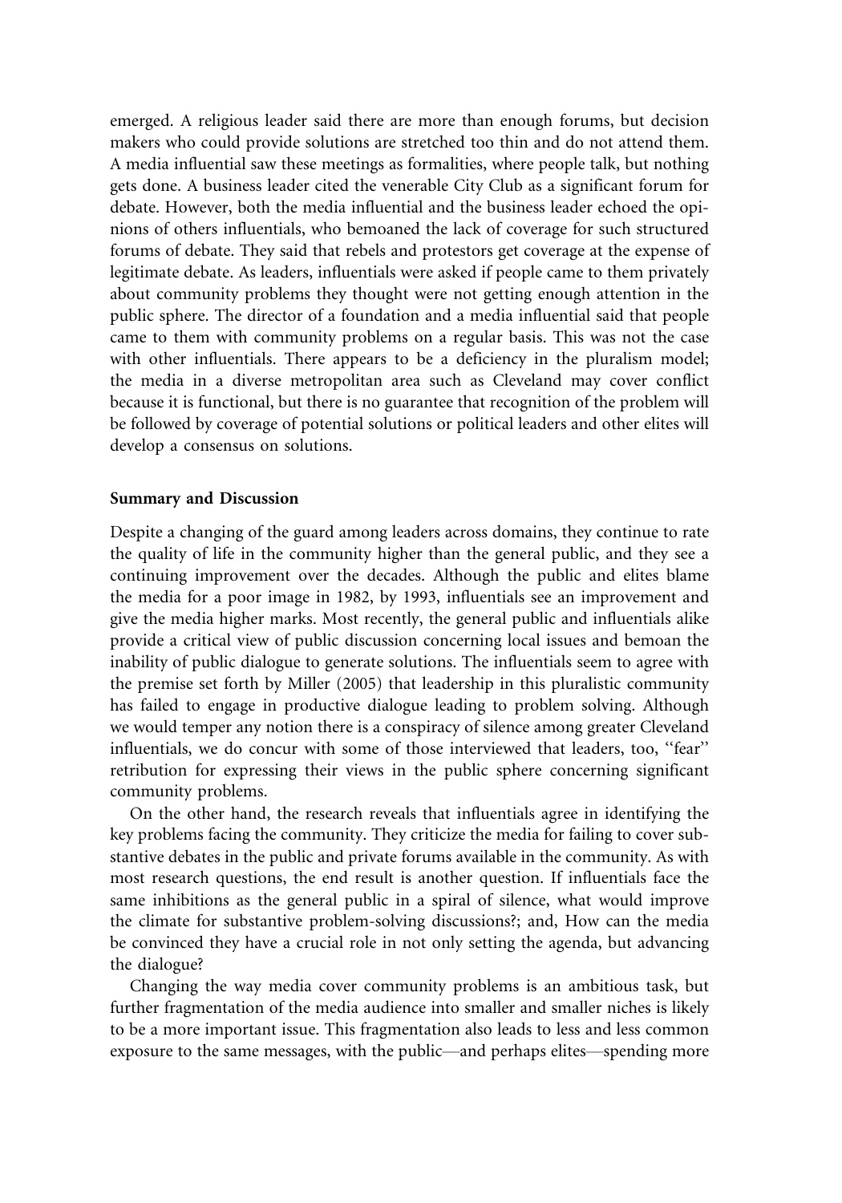emerged. A religious leader said there are more than enough forums, but decision makers who could provide solutions are stretched too thin and do not attend them. A media influential saw these meetings as formalities, where people talk, but nothing gets done. A business leader cited the venerable City Club as a significant forum for debate. However, both the media influential and the business leader echoed the opinions of others influentials, who bemoaned the lack of coverage for such structured forums of debate. They said that rebels and protestors get coverage at the expense of legitimate debate. As leaders, influentials were asked if people came to them privately about community problems they thought were not getting enough attention in the public sphere. The director of a foundation and a media influential said that people came to them with community problems on a regular basis. This was not the case with other influentials. There appears to be a deficiency in the pluralism model; the media in a diverse metropolitan area such as Cleveland may cover conflict because it is functional, but there is no guarantee that recognition of the problem will be followed by coverage of potential solutions or political leaders and other elites will develop a consensus on solutions.

## Summary and Discussion

Despite a changing of the guard among leaders across domains, they continue to rate the quality of life in the community higher than the general public, and they see a continuing improvement over the decades. Although the public and elites blame the media for a poor image in 1982, by 1993, influentials see an improvement and give the media higher marks. Most recently, the general public and influentials alike provide a critical view of public discussion concerning local issues and bemoan the inability of public dialogue to generate solutions. The influentials seem to agree with the premise set forth by Miller (2005) that leadership in this pluralistic community has failed to engage in productive dialogue leading to problem solving. Although we would temper any notion there is a conspiracy of silence among greater Cleveland influentials, we do concur with some of those interviewed that leaders, too, ''fear'' retribution for expressing their views in the public sphere concerning significant community problems.

On the other hand, the research reveals that influentials agree in identifying the key problems facing the community. They criticize the media for failing to cover substantive debates in the public and private forums available in the community. As with most research questions, the end result is another question. If influentials face the same inhibitions as the general public in a spiral of silence, what would improve the climate for substantive problem-solving discussions?; and, How can the media be convinced they have a crucial role in not only setting the agenda, but advancing the dialogue?

Changing the way media cover community problems is an ambitious task, but further fragmentation of the media audience into smaller and smaller niches is likely to be a more important issue. This fragmentation also leads to less and less common exposure to the same messages, with the public—and perhaps elites—spending more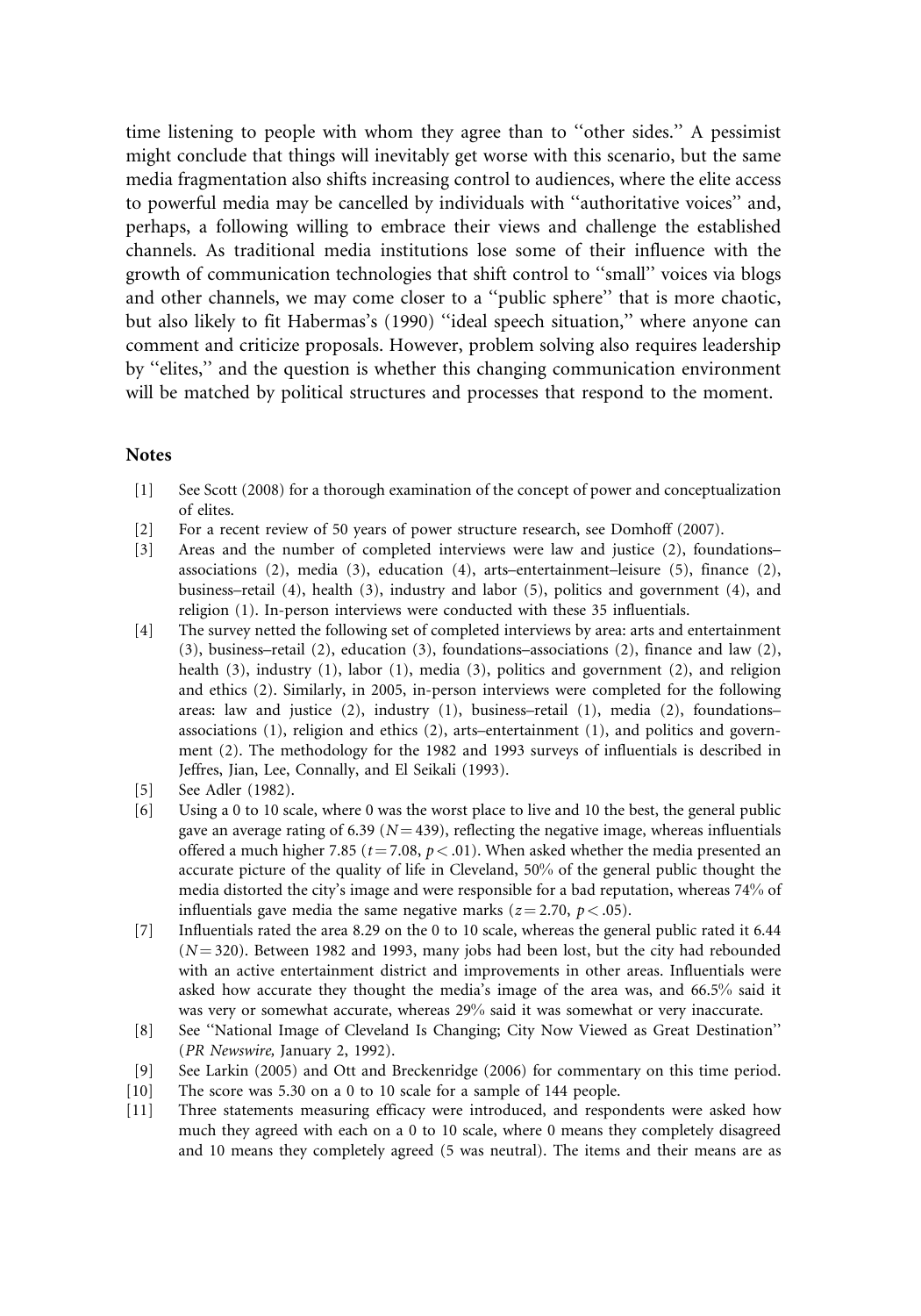time listening to people with whom they agree than to ''other sides.'' A pessimist might conclude that things will inevitably get worse with this scenario, but the same media fragmentation also shifts increasing control to audiences, where the elite access to powerful media may be cancelled by individuals with ''authoritative voices'' and, perhaps, a following willing to embrace their views and challenge the established channels. As traditional media institutions lose some of their influence with the growth of communication technologies that shift control to ''small'' voices via blogs and other channels, we may come closer to a ''public sphere'' that is more chaotic, but also likely to fit Habermas's (1990) ''ideal speech situation,'' where anyone can comment and criticize proposals. However, problem solving also requires leadership by ''elites,'' and the question is whether this changing communication environment will be matched by political structures and processes that respond to the moment.

## Notes

[1] See Scott (2008) for a thorough examination of the concept of power and conceptualization of elites.

[2] For a recent review of 50 years of power structure research, see Domhoff (2007).

[3] Areas and the number of completed interviews were law and justice (2), foundations–associations (2), media (3), education (4), arts–entertainment–leisure (5), finance (2), business–retail (4), health (3), industry and labor (5), politics and government (4), and religion (1). In-person interviews were conducted with these 35 influentials.

[4] The survey netted the following set of completed interviews by area: arts and entertainment (3), business–retail (2), education (3), foundations–associations (2), finance and law (2), health (3), industry (1), labor (1), media (3), politics and government (2), and religion and ethics (2). Similarly, in 2005, in-person interviews were completed for the following areas: law and justice (2), industry (1), business–retail (1), media (2), foundations–associations (1), religion and ethics (2), arts–entertainment (1), and politics and government (2). The methodology for the 1982 and 1993 surveys of influentials is described in Jeffres, Jian, Lee, Connally, and El Seikali (1993).

[5] See Adler (1982).

[6] Using a 0 to 10 scale, where 0 was the worst place to live and 10 the best, the general public gave an average rating of 6.39 ($N = 439$), reflecting the negative image, whereas influentials offered a much higher 7.85 ($t = 7.08$, $p < .01$). When asked whether the media presented an accurate picture of the quality of life in Cleveland, 50% of the general public thought the media distorted the city's image and were responsible for a bad reputation, whereas 74% of influentials gave media the same negative marks ($z = 2.70$, $p < .05$).

[7] Influentials rated the area 8.29 on the 0 to 10 scale, whereas the general public rated it 6.44 ($N = 320$). Between 1982 and 1993, many jobs had been lost, but the city had rebounded with an active entertainment district and improvements in other areas. Influentials were asked how accurate they thought the media's image of the area was, and 66.5% said it was very or somewhat accurate, whereas 29% said it was somewhat or very inaccurate.

[8] See ''National Image of Cleveland Is Changing; City Now Viewed as Great Destination'' (*PR Newswire*, January 2, 1992).

[9] See Larkin (2005) and Ott and Breckenridge (2006) for commentary on this time period.

[10] The score was 5.30 on a 0 to 10 scale for a sample of 144 people.

[11] Three statements measuring efficacy were introduced, and respondents were asked how much they agreed with each on a 0 to 10 scale, where 0 means they completely disagreed and 10 means they completely agreed (5 was neutral). The items and their means are as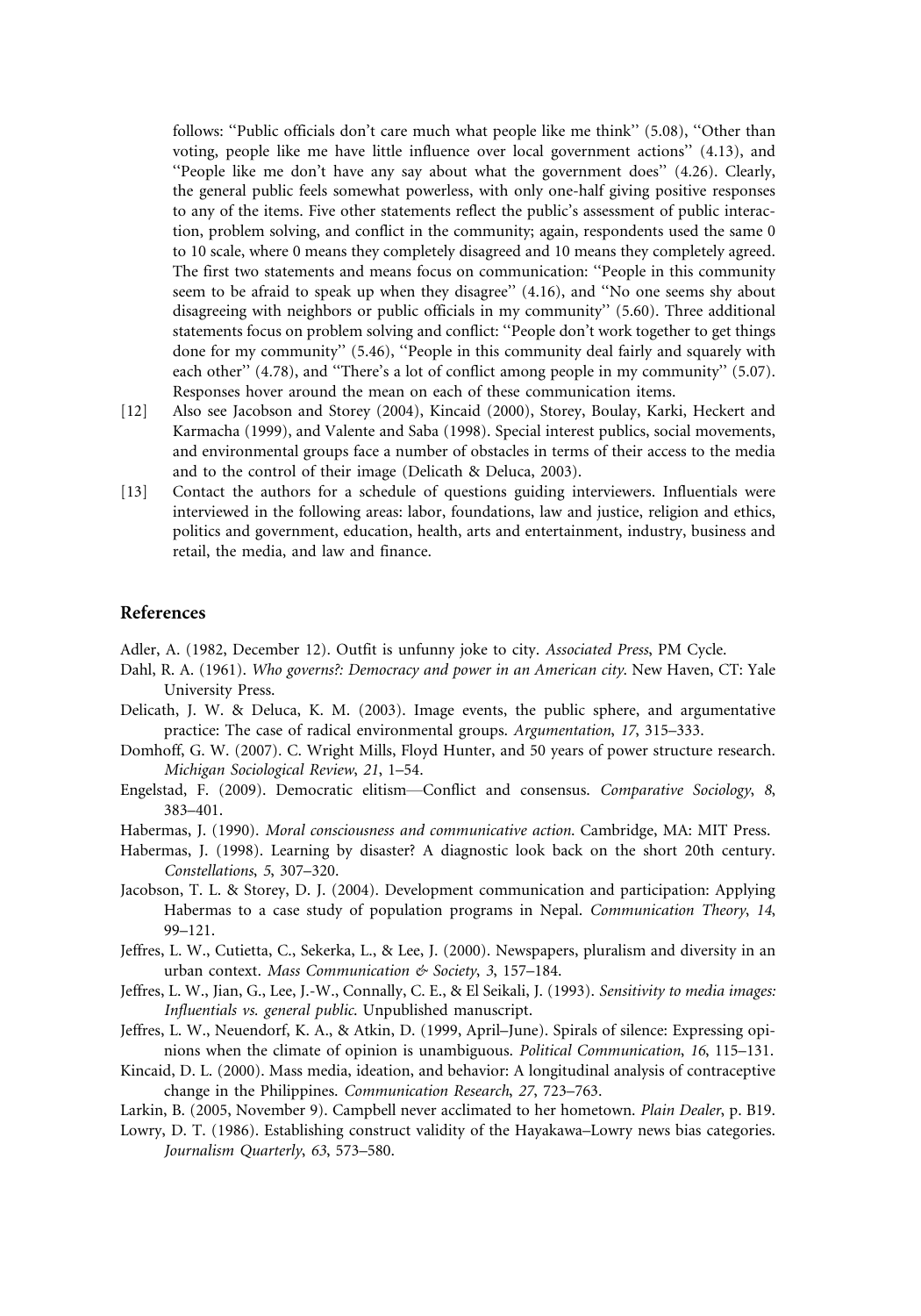follows: ''Public officials don't care much what people like me think'' (5.08), ''Other than voting, people like me have little influence over local government actions'' (4.13), and ''People like me don't have any say about what the government does'' (4.26). Clearly, the general public feels somewhat powerless, with only one-half giving positive responses to any of the items. Five other statements reflect the public's assessment of public interaction, problem solving, and conflict in the community; again, respondents used the same 0 to 10 scale, where 0 means they completely disagreed and 10 means they completely agreed. The first two statements and means focus on communication: ''People in this community seem to be afraid to speak up when they disagree'' (4.16), and ''No one seems shy about disagreeing with neighbors or public officials in my community'' (5.60). Three additional statements focus on problem solving and conflict: ''People don't work together to get things done for my community'' (5.46), ''People in this community deal fairly and squarely with each other'' (4.78), and ''There's a lot of conflict among people in my community'' (5.07). Responses hover around the mean on each of these communication items.

[12] Also see Jacobson and Storey (2004), Kincaid (2000), Storey, Boulay, Karki, Heckert and Karmacha (1999), and Valente and Saba (1998). Special interest publics, social movements, and environmental groups face a number of obstacles in terms of their access to the media and to the control of their image (Delicath & Deluca, 2003).

[13] Contact the authors for a schedule of questions guiding interviewers. Influentials were interviewed in the following areas: labor, foundations, law and justice, religion and ethics, politics and government, education, health, arts and entertainment, industry, business and retail, the media, and law and finance.

## References

Adler, A. (1982, December 12). Outfit is unfunny joke to city. *Associated Press*, PM Cycle.

Dahl, R. A. (1961). *Who governs?: Democracy and power in an American city*. New Haven, CT: Yale University Press.

Delicath, J. W. & Deluca, K. M. (2003). Image events, the public sphere, and argumentative practice: The case of radical environmental groups. *Argumentation*, *17*, 315–333.

Domhoff, G. W. (2007). C. Wright Mills, Floyd Hunter, and 50 years of power structure research. *Michigan Sociological Review*, *21*, 1–54.

Engelstad, F. (2009). Democratic elitism—Conflict and consensus. *Comparative Sociology*, *8*, 383–401.

Habermas, J. (1990). *Moral consciousness and communicative action*. Cambridge, MA: MIT Press.

Habermas, J. (1998). Learning by disaster? A diagnostic look back on the short 20th century. *Constellations*, *5*, 307–320.

Jacobson, T. L. & Storey, D. J. (2004). Development communication and participation: Applying Habermas to a case study of population programs in Nepal. *Communication Theory*, *14*, 99–121.

Jeffres, L. W., Cutietta, C., Sekerka, L., & Lee, J. (2000). Newspapers, pluralism and diversity in an urban context. *Mass Communication & Society*, *3*, 157–184.

Jeffres, L. W., Jian, G., Lee, J.-W., Connally, C. E., & El Seikali, J. (1993). *Sensitivity to media images: Influentials vs. general public*. Unpublished manuscript.

Jeffres, L. W., Neuendorf, K. A., & Atkin, D. (1999, April–June). Spirals of silence: Expressing opinions when the climate of opinion is unambiguous. *Political Communication*, *16*, 115–131.

Kincaid, D. L. (2000). Mass media, ideation, and behavior: A longitudinal analysis of contraceptive change in the Philippines. *Communication Research*, *27*, 723–763.

Larkin, B. (2005, November 9). Campbell never acclimated to her hometown. *Plain Dealer*, p. B19.

Lowry, D. T. (1986). Establishing construct validity of the Hayakawa–Lowry news bias categories. *Journalism Quarterly*, *63*, 573–580.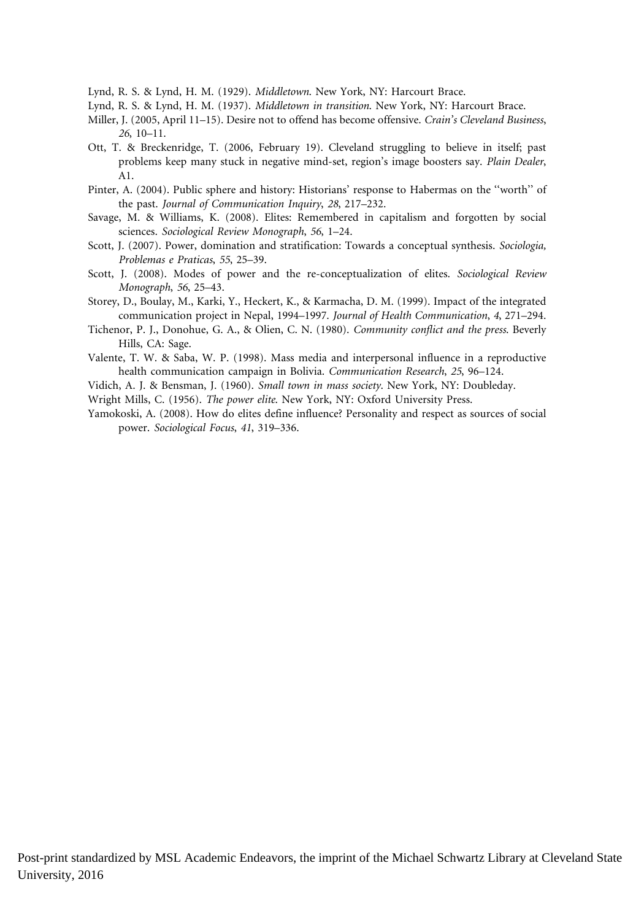Lynd, R. S. & Lynd, H. M. (1929). *Middletown*. New York, NY: Harcourt Brace.

Lynd, R. S. & Lynd, H. M. (1937). *Middletown in transition*. New York, NY: Harcourt Brace.

Miller, J. (2005, April 11–15). Desire not to offend has become offensive. *Crain's Cleveland Business*, *26*, 10–11.

Ott, T. & Breckenridge, T. (2006, February 19). Cleveland struggling to believe in itself; past problems keep many stuck in negative mind-set, region's image boosters say. *Plain Dealer*, A1.

Pinter, A. (2004). Public sphere and history: Historians' response to Habermas on the ''worth'' of the past. *Journal of Communication Inquiry*, *28*, 217–232.

Savage, M. & Williams, K. (2008). Elites: Remembered in capitalism and forgotten by social sciences. *Sociological Review Monograph*, *56*, 1–24.

Scott, J. (2007). Power, domination and stratification: Towards a conceptual synthesis. *Sociologia, Problemas e Praticas*, *55*, 25–39.

Scott, J. (2008). Modes of power and the re-conceptualization of elites. *Sociological Review Monograph*, *56*, 25–43.

Storey, D., Boulay, M., Karki, Y., Heckert, K., & Karmacha, D. M. (1999). Impact of the integrated communication project in Nepal, 1994–1997. *Journal of Health Communication*, *4*, 271–294.

Tichenor, P. J., Donohue, G. A., & Olien, C. N. (1980). *Community conflict and the press*. Beverly Hills, CA: Sage.

Valente, T. W. & Saba, W. P. (1998). Mass media and interpersonal influence in a reproductive health communication campaign in Bolivia. *Communication Research*, *25*, 96–124.

Vidich, A. J. & Bensman, J. (1960). *Small town in mass society*. New York, NY: Doubleday.

Wright Mills, C. (1956). *The power elite*. New York, NY: Oxford University Press.

Yamokoski, A. (2008). How do elites define influence? Personality and respect as sources of social power. *Sociological Focus*, *41*, 319–336.

Post-print standardized by MSL Academic Endeavors, the imprint of the Michael Schwartz Library at Cleveland State University, 2016